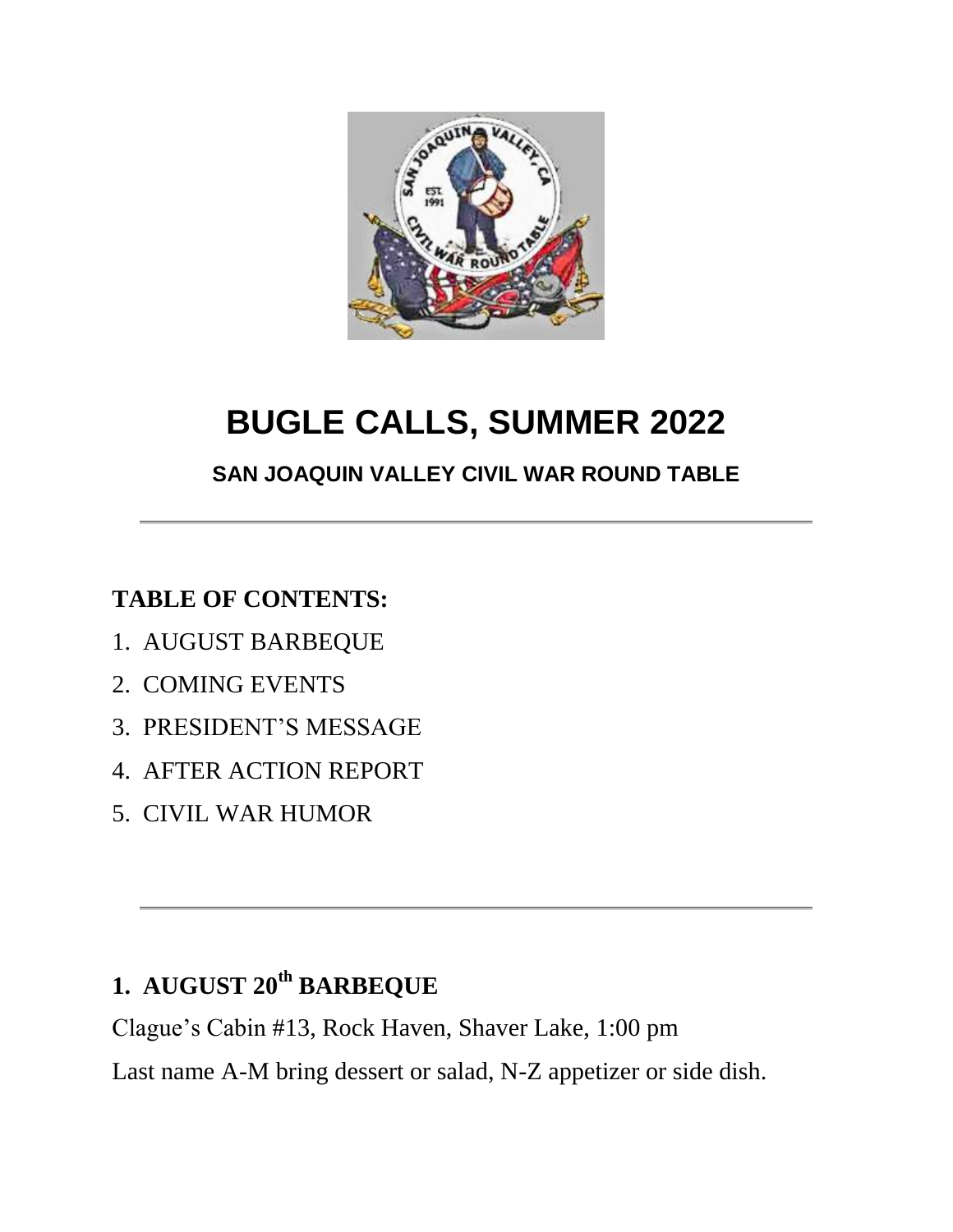# BUGLE CALLS, SUMMER 2022

**SAN JOAQUIN VALLEY CIVIL WAR ROUND TABLE**

---

**TABLE OF CONTENTS:**

1. AUGUST BARBEQUE
2. COMING EVENTS
3. PRESIDENT'S MESSAGE
4. AFTER ACTION REPORT
5. CIVIL WAR HUMOR

---

## 1. AUGUST 20th BARBEQUE

Clague's Cabin #13, Rock Haven, Shaver Lake, 1:00 pm

Last name A-M bring dessert or salad, N-Z appetizer or side dish.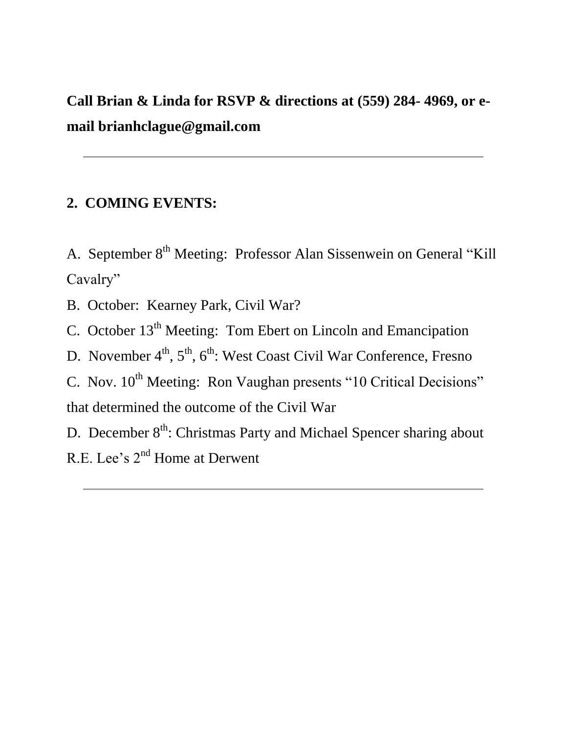**Call Brian & Linda for RSVP & directions at (559) 284- 4969, or e-mail brianhclague@gmail.com**

---

## 2. COMING EVENTS:

A. September 8th Meeting: Professor Alan Sissenwein on General "Kill Cavalry"

B. October: Kearney Park, Civil War?

C. October 13th Meeting: Tom Ebert on Lincoln and Emancipation

D. November 4th, 5th, 6th: West Coast Civil War Conference, Fresno

C. Nov. 10th Meeting: Ron Vaughan presents "10 Critical Decisions" that determined the outcome of the Civil War

D. December 8th: Christmas Party and Michael Spencer sharing about R.E. Lee's 2nd Home at Derwent

---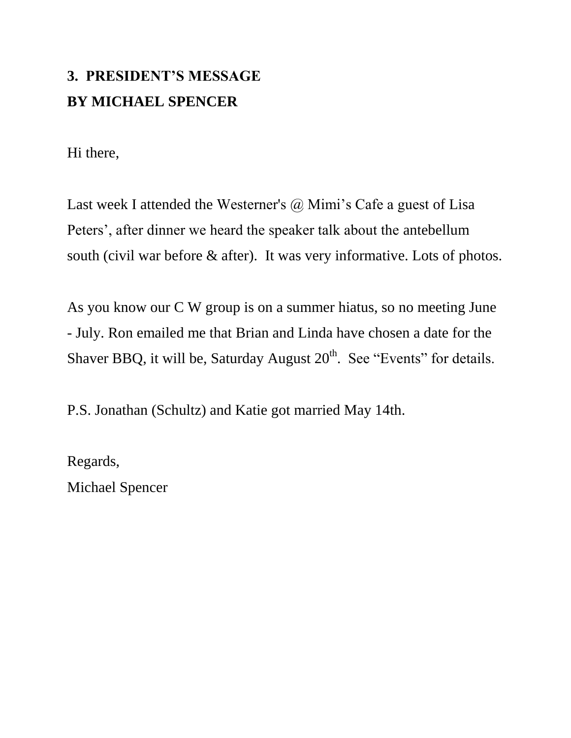## 3. PRESIDENT'S MESSAGE
## BY MICHAEL SPENCER

Hi there,

Last week I attended the Westerner's @ Mimi's Cafe a guest of Lisa Peters', after dinner we heard the speaker talk about the antebellum south (civil war before & after). It was very informative. Lots of photos.

As you know our C W group is on a summer hiatus, so no meeting June - July. Ron emailed me that Brian and Linda have chosen a date for the Shaver BBQ, it will be, Saturday August 20th. See "Events" for details.

P.S. Jonathan (Schultz) and Katie got married May 14th.

Regards,
Michael Spencer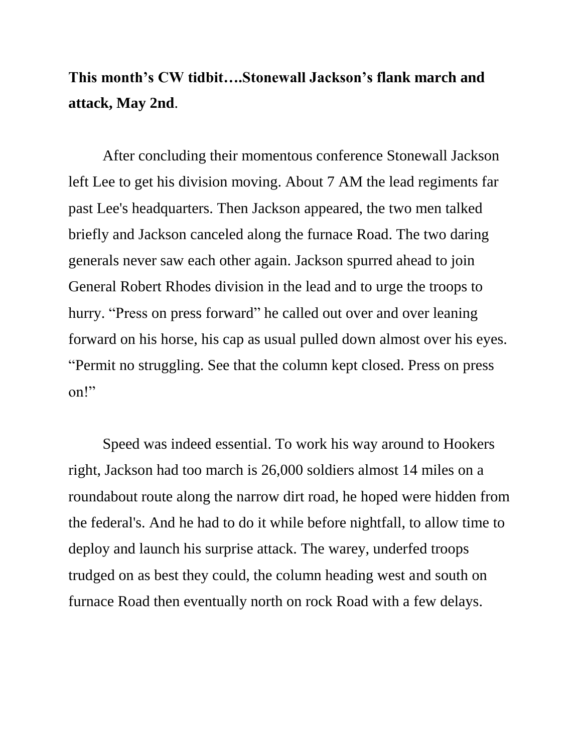**This month's CW tidbit….Stonewall Jackson's flank march and attack, May 2nd**.

After concluding their momentous conference Stonewall Jackson left Lee to get his division moving. About 7 AM the lead regiments far past Lee's headquarters. Then Jackson appeared, the two men talked briefly and Jackson canceled along the furnace Road. The two daring generals never saw each other again. Jackson spurred ahead to join General Robert Rhodes division in the lead and to urge the troops to hurry. "Press on press forward" he called out over and over leaning forward on his horse, his cap as usual pulled down almost over his eyes. "Permit no struggling. See that the column kept closed. Press on press on!"

Speed was indeed essential. To work his way around to Hookers right, Jackson had too march is 26,000 soldiers almost 14 miles on a roundabout route along the narrow dirt road, he hoped were hidden from the federal's. And he had to do it while before nightfall, to allow time to deploy and launch his surprise attack. The warey, underfed troops trudged on as best they could, the column heading west and south on furnace Road then eventually north on rock Road with a few delays.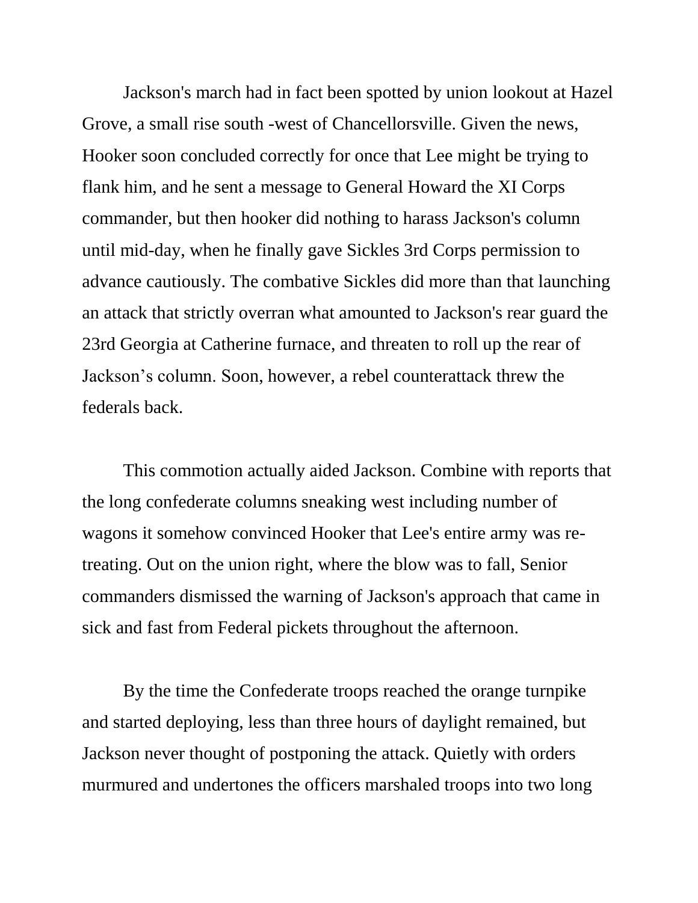Jackson's march had in fact been spotted by union lookout at Hazel Grove, a small rise south -west of Chancellorsville. Given the news, Hooker soon concluded correctly for once that Lee might be trying to flank him, and he sent a message to General Howard the XI Corps commander, but then hooker did nothing to harass Jackson's column until mid-day, when he finally gave Sickles 3rd Corps permission to advance cautiously. The combative Sickles did more than that launching an attack that strictly overran what amounted to Jackson's rear guard the 23rd Georgia at Catherine furnace, and threaten to roll up the rear of Jackson’s column. Soon, however, a rebel counterattack threw the federals back.

This commotion actually aided Jackson. Combine with reports that the long confederate columns sneaking west including number of wagons it somehow convinced Hooker that Lee's entire army was re-treating. Out on the union right, where the blow was to fall, Senior commanders dismissed the warning of Jackson's approach that came in sick and fast from Federal pickets throughout the afternoon.

By the time the Confederate troops reached the orange turnpike and started deploying, less than three hours of daylight remained, but Jackson never thought of postponing the attack. Quietly with orders murmured and undertones the officers marshaled troops into two long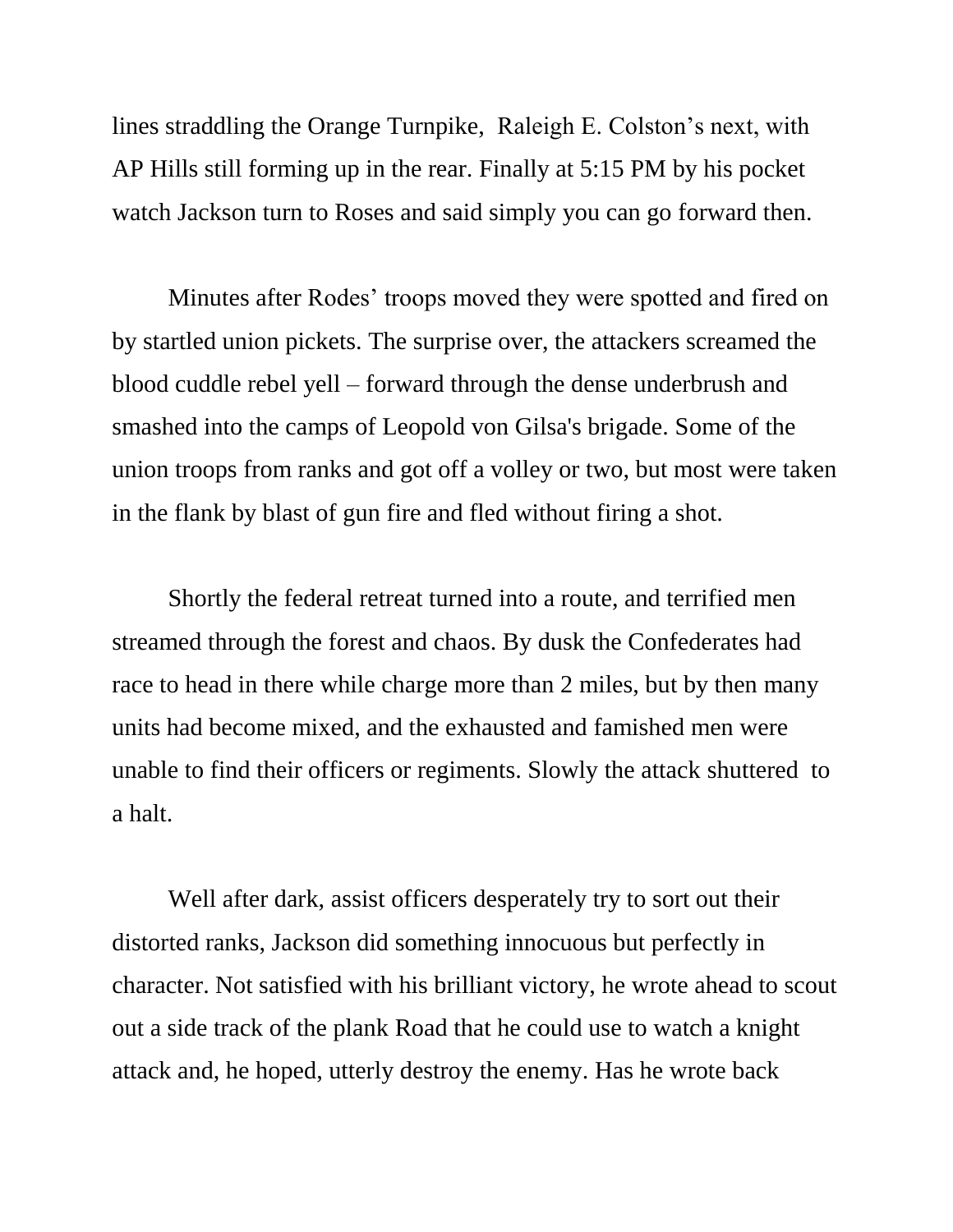lines straddling the Orange Turnpike, Raleigh E. Colston's next, with AP Hills still forming up in the rear. Finally at 5:15 PM by his pocket watch Jackson turn to Roses and said simply you can go forward then.

Minutes after Rodes' troops moved they were spotted and fired on by startled union pickets. The surprise over, the attackers screamed the blood cuddle rebel yell – forward through the dense underbrush and smashed into the camps of Leopold von Gilsa's brigade. Some of the union troops from ranks and got off a volley or two, but most were taken in the flank by blast of gun fire and fled without firing a shot.

Shortly the federal retreat turned into a route, and terrified men streamed through the forest and chaos. By dusk the Confederates had race to head in there while charge more than 2 miles, but by then many units had become mixed, and the exhausted and famished men were unable to find their officers or regiments. Slowly the attack shuttered to a halt.

Well after dark, assist officers desperately try to sort out their distorted ranks, Jackson did something innocuous but perfectly in character. Not satisfied with his brilliant victory, he wrote ahead to scout out a side track of the plank Road that he could use to watch a knight attack and, he hoped, utterly destroy the enemy. Has he wrote back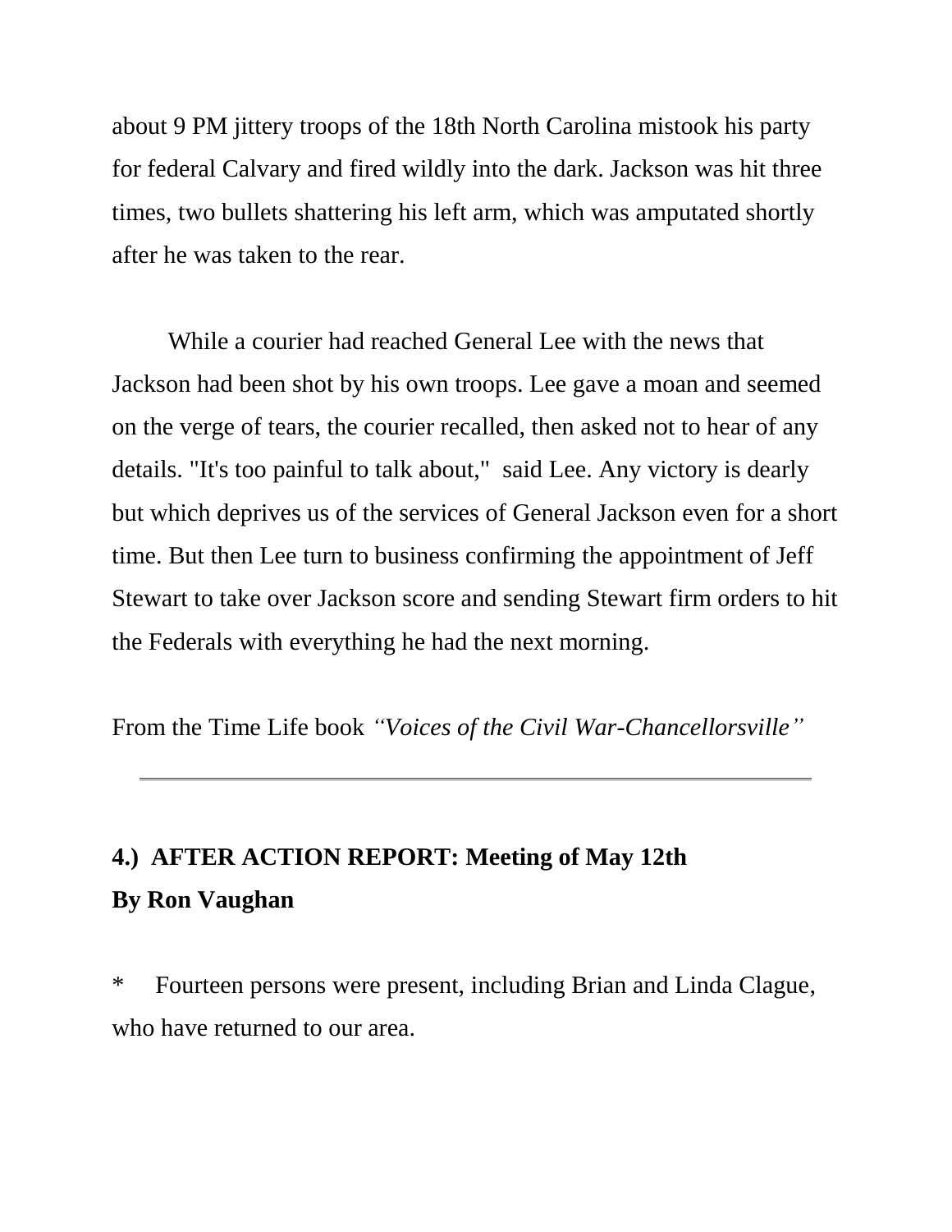about 9 PM jittery troops of the 18th North Carolina mistook his party for federal Calvary and fired wildly into the dark. Jackson was hit three times, two bullets shattering his left arm, which was amputated shortly after he was taken to the rear.

While a courier had reached General Lee with the news that Jackson had been shot by his own troops. Lee gave a moan and seemed on the verge of tears, the courier recalled, then asked not to hear of any details. "It's too painful to talk about," said Lee. Any victory is dearly but which deprives us of the services of General Jackson even for a short time. But then Lee turn to business confirming the appointment of Jeff Stewart to take over Jackson score and sending Stewart firm orders to hit the Federals with everything he had the next morning.

From the Time Life book *"Voices of the Civil War-Chancellorsville"*

---

**4.) AFTER ACTION REPORT: Meeting of May 12th**
**By Ron Vaughan**

\* Fourteen persons were present, including Brian and Linda Clague, who have returned to our area.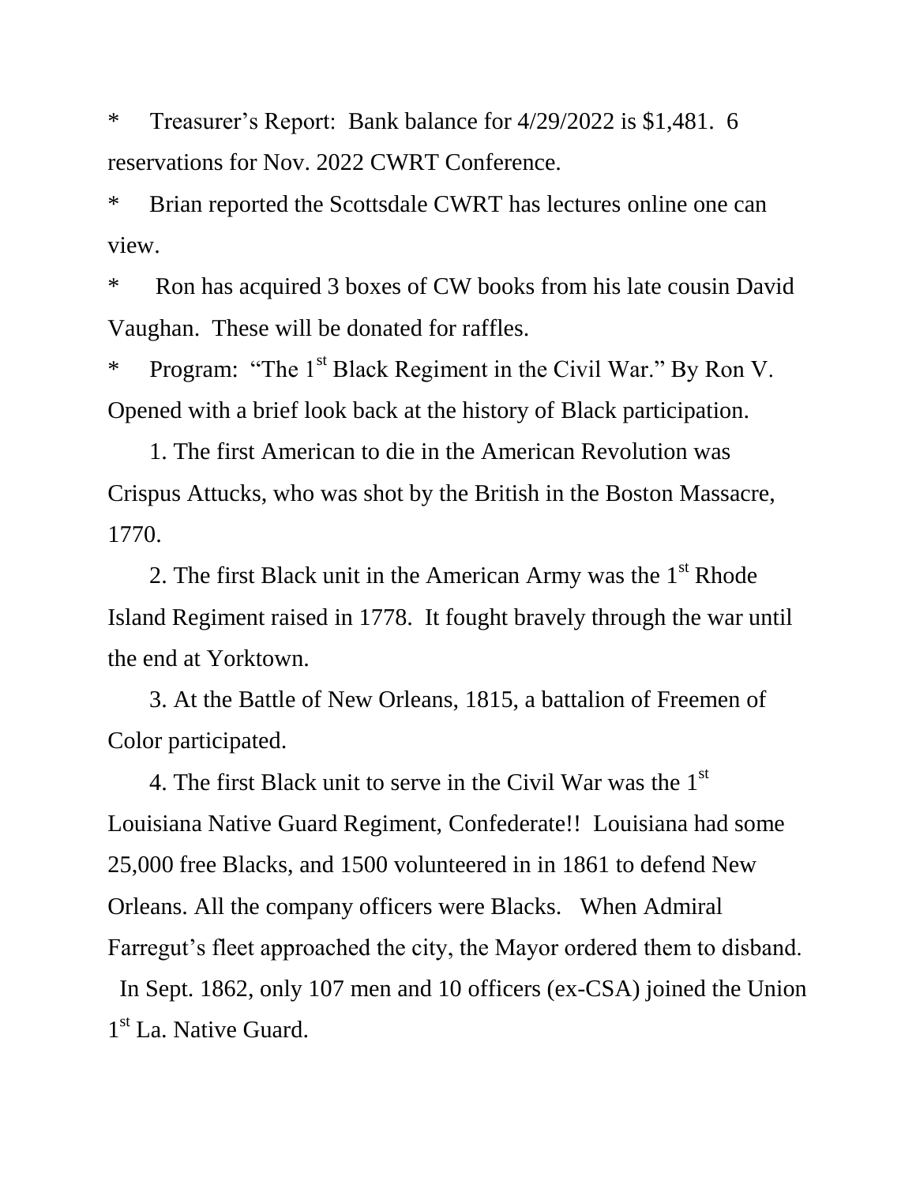* Treasurer's Report: Bank balance for 4/29/2022 is $1,481. 6 reservations for Nov. 2022 CWRT Conference.

* Brian reported the Scottsdale CWRT has lectures online one can view.

* Ron has acquired 3 boxes of CW books from his late cousin David Vaughan. These will be donated for raffles.

* Program: "The 1st Black Regiment in the Civil War." By Ron V. Opened with a brief look back at the history of Black participation.

1. The first American to die in the American Revolution was Crispus Attucks, who was shot by the British in the Boston Massacre, 1770.

2. The first Black unit in the American Army was the 1st Rhode Island Regiment raised in 1778. It fought bravely through the war until the end at Yorktown.

3. At the Battle of New Orleans, 1815, a battalion of Freemen of Color participated.

4. The first Black unit to serve in the Civil War was the 1st Louisiana Native Guard Regiment, Confederate!! Louisiana had some 25,000 free Blacks, and 1500 volunteered in in 1861 to defend New Orleans. All the company officers were Blacks. When Admiral Farregut's fleet approached the city, the Mayor ordered them to disband. In Sept. 1862, only 107 men and 10 officers (ex-CSA) joined the Union 1st La. Native Guard.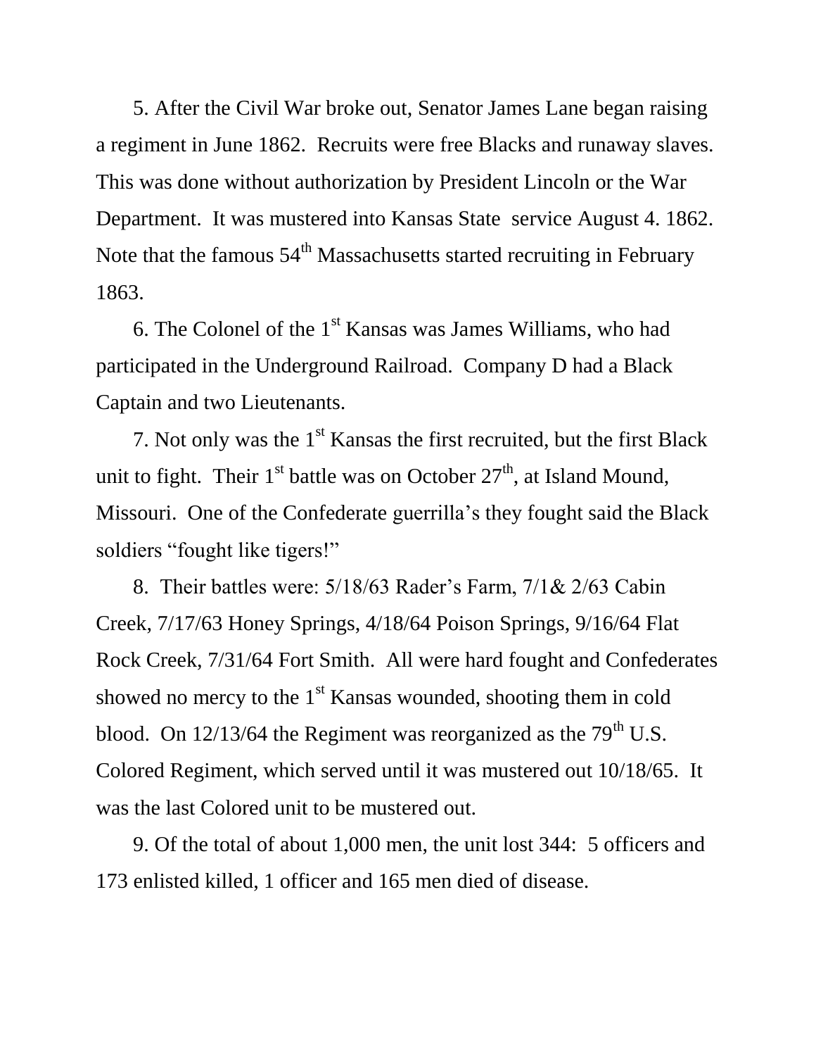5. After the Civil War broke out, Senator James Lane began raising a regiment in June 1862. Recruits were free Blacks and runaway slaves. This was done without authorization by President Lincoln or the War Department. It was mustered into Kansas State service August 4. 1862. Note that the famous 54th Massachusetts started recruiting in February 1863.

6. The Colonel of the 1st Kansas was James Williams, who had participated in the Underground Railroad. Company D had a Black Captain and two Lieutenants.

7. Not only was the 1st Kansas the first recruited, but the first Black unit to fight. Their 1st battle was on October 27th, at Island Mound, Missouri. One of the Confederate guerrilla's they fought said the Black soldiers "fought like tigers!"

8. Their battles were: 5/18/63 Rader's Farm, 7/1& 2/63 Cabin Creek, 7/17/63 Honey Springs, 4/18/64 Poison Springs, 9/16/64 Flat Rock Creek, 7/31/64 Fort Smith. All were hard fought and Confederates showed no mercy to the 1st Kansas wounded, shooting them in cold blood. On 12/13/64 the Regiment was reorganized as the 79th U.S. Colored Regiment, which served until it was mustered out 10/18/65. It was the last Colored unit to be mustered out.

9. Of the total of about 1,000 men, the unit lost 344: 5 officers and 173 enlisted killed, 1 officer and 165 men died of disease.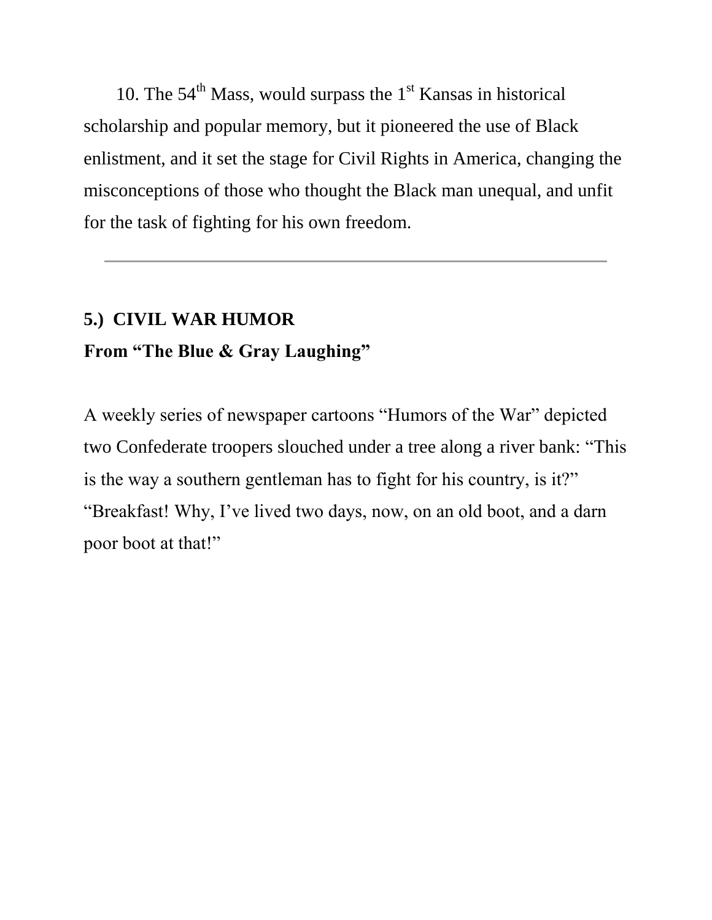10. The 54th Mass, would surpass the 1st Kansas in historical scholarship and popular memory, but it pioneered the use of Black enlistment, and it set the stage for Civil Rights in America, changing the misconceptions of those who thought the Black man unequal, and unfit for the task of fighting for his own freedom.

---

**5.) CIVIL WAR HUMOR**
**From "The Blue & Gray Laughing"**

A weekly series of newspaper cartoons "Humors of the War" depicted two Confederate troopers slouched under a tree along a river bank: "This is the way a southern gentleman has to fight for his country, is it?" "Breakfast! Why, I've lived two days, now, on an old boot, and a darn poor boot at that!"